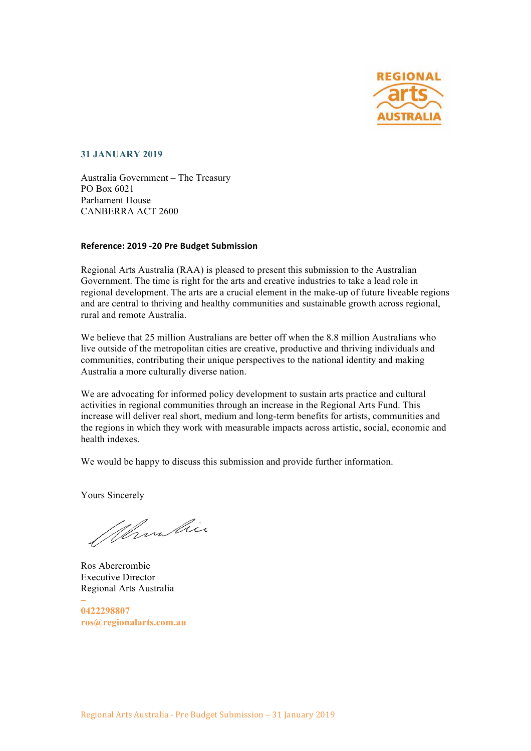**31 JANUARY 2019**

Australia Government – The Treasury
PO Box 6021
Parliament House
CANBERRA ACT 2600

**Reference: 2019 -20 Pre Budget Submission**

Regional Arts Australia (RAA) is pleased to present this submission to the Australian Government. The time is right for the arts and creative industries to take a lead role in regional development. The arts are a crucial element in the make-up of future liveable regions and are central to thriving and healthy communities and sustainable growth across regional, rural and remote Australia.

We believe that 25 million Australians are better off when the 8.8 million Australians who live outside of the metropolitan cities are creative, productive and thriving individuals and communities, contributing their unique perspectives to the national identity and making Australia a more culturally diverse nation.

We are advocating for informed policy development to sustain arts practice and cultural activities in regional communities through an increase in the Regional Arts Fund. This increase will deliver real short, medium and long-term benefits for artists, communities and the regions in which they work with measurable impacts across artistic, social, economic and health indexes.

We would be happy to discuss this submission and provide further information.

Yours Sincerely

Ros Abercrombie
Executive Director
Regional Arts Australia

**0422298807**
**ros@regionalarts.com.au**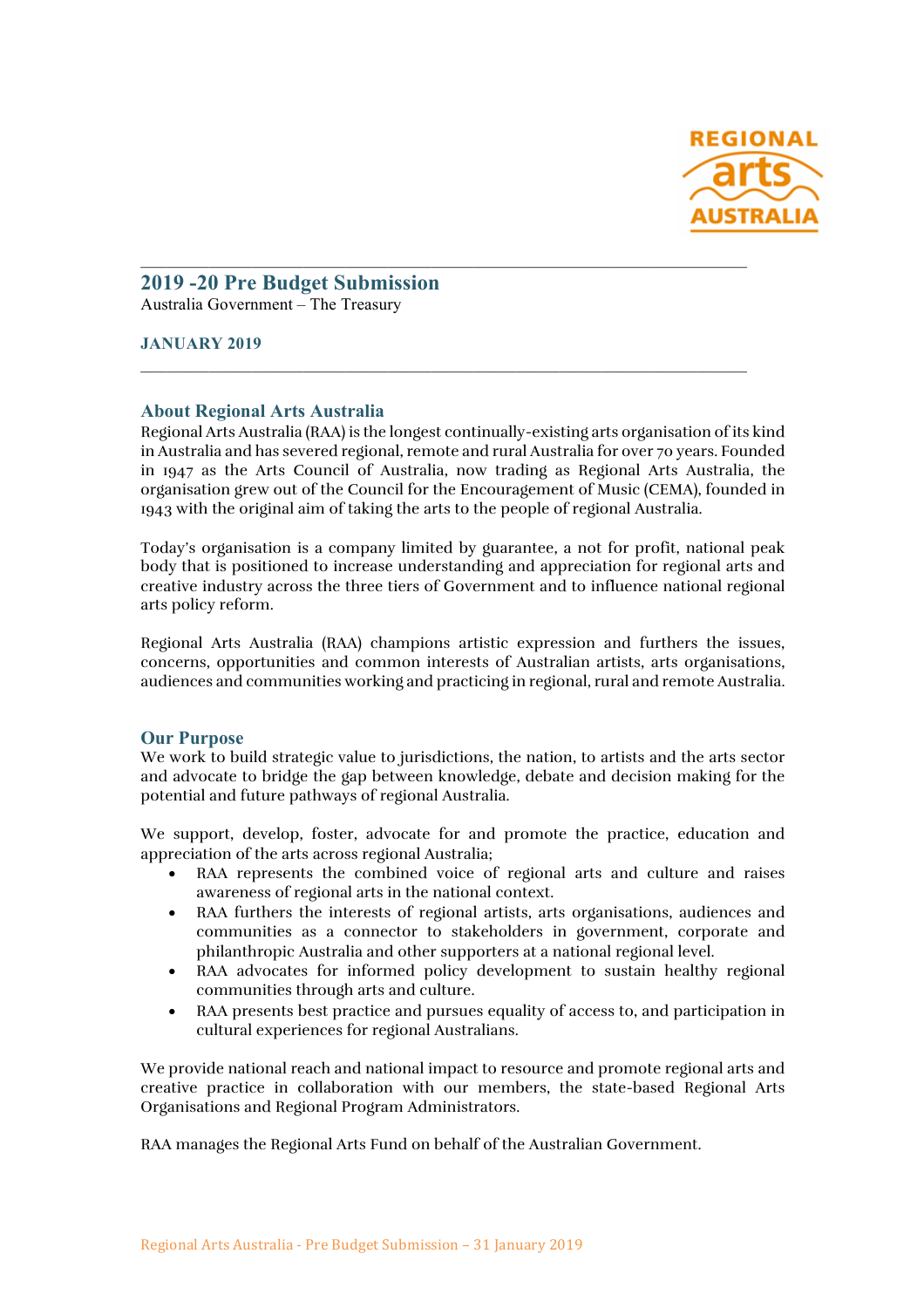# 2019 -20 Pre Budget Submission

Australia Government – The Treasury

**JANUARY 2019**

## About Regional Arts Australia

Regional Arts Australia (RAA) is the longest continually-existing arts organisation of its kind in Australia and has severed regional, remote and rural Australia for over 70 years. Founded in 1947 as the Arts Council of Australia, now trading as Regional Arts Australia, the organisation grew out of the Council for the Encouragement of Music (CEMA), founded in 1943 with the original aim of taking the arts to the people of regional Australia.

Today's organisation is a company limited by guarantee, a not for profit, national peak body that is positioned to increase understanding and appreciation for regional arts and creative industry across the three tiers of Government and to influence national regional arts policy reform.

Regional Arts Australia (RAA) champions artistic expression and furthers the issues, concerns, opportunities and common interests of Australian artists, arts organisations, audiences and communities working and practicing in regional, rural and remote Australia.

## Our Purpose

We work to build strategic value to jurisdictions, the nation, to artists and the arts sector and advocate to bridge the gap between knowledge, debate and decision making for the potential and future pathways of regional Australia.

We support, develop, foster, advocate for and promote the practice, education and appreciation of the arts across regional Australia;

- RAA represents the combined voice of regional arts and culture and raises awareness of regional arts in the national context.
- RAA furthers the interests of regional artists, arts organisations, audiences and communities as a connector to stakeholders in government, corporate and philanthropic Australia and other supporters at a national regional level.
- RAA advocates for informed policy development to sustain healthy regional communities through arts and culture.
- RAA presents best practice and pursues equality of access to, and participation in cultural experiences for regional Australians.

We provide national reach and national impact to resource and promote regional arts and creative practice in collaboration with our members, the state-based Regional Arts Organisations and Regional Program Administrators.

RAA manages the Regional Arts Fund on behalf of the Australian Government.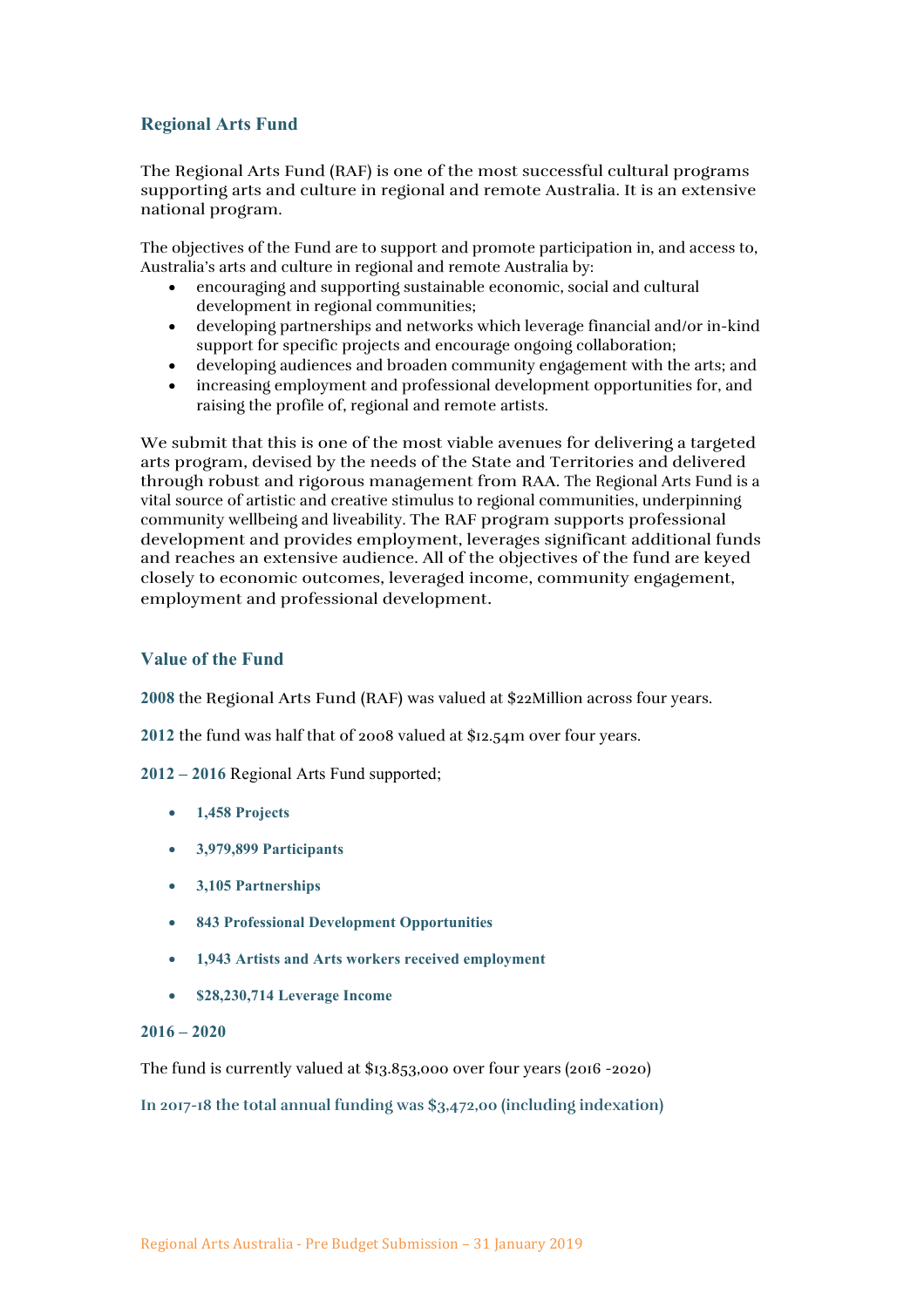## Regional Arts Fund

The Regional Arts Fund (RAF) is one of the most successful cultural programs supporting arts and culture in regional and remote Australia. It is an extensive national program.

The objectives of the Fund are to support and promote participation in, and access to, Australia's arts and culture in regional and remote Australia by:

- encouraging and supporting sustainable economic, social and cultural development in regional communities;
- developing partnerships and networks which leverage financial and/or in-kind support for specific projects and encourage ongoing collaboration;
- developing audiences and broaden community engagement with the arts; and
- increasing employment and professional development opportunities for, and raising the profile of, regional and remote artists.

We submit that this is one of the most viable avenues for delivering a targeted arts program, devised by the needs of the State and Territories and delivered through robust and rigorous management from RAA. The Regional Arts Fund is a vital source of artistic and creative stimulus to regional communities, underpinning community wellbeing and liveability. The RAF program supports professional development and provides employment, leverages significant additional funds and reaches an extensive audience. All of the objectives of the fund are keyed closely to economic outcomes, leveraged income, community engagement, employment and professional development.

## Value of the Fund

**2008** the Regional Arts Fund (RAF) was valued at $22Million across four years.

**2012** the fund was half that of 2008 valued at $12.54m over four years.

**2012 – 2016** Regional Arts Fund supported;

- **1,458 Projects**
- **3,979,899 Participants**
- **3,105 Partnerships**
- **843 Professional Development Opportunities**
- **1,943 Artists and Arts workers received employment**
- **$28,230,714 Leverage Income**

**2016 – 2020**

The fund is currently valued at $13.853,000 over four years (2016 -2020)

**In 2017-18 the total annual funding was $3,472,00 (including indexation)**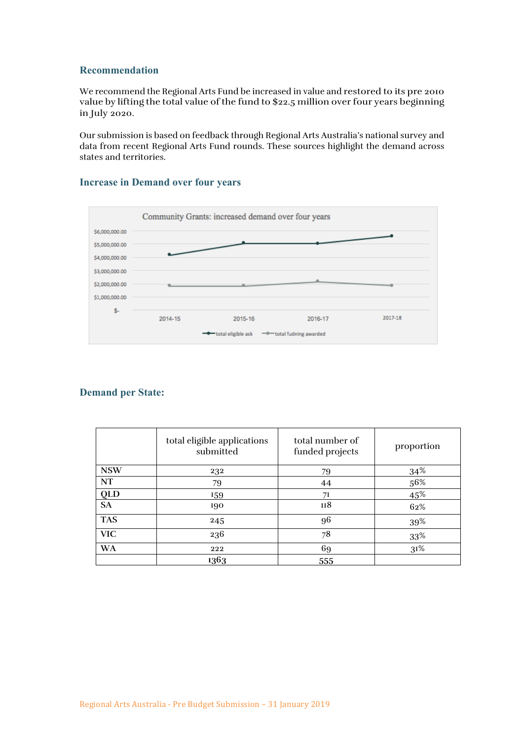## Recommendation

We recommend the Regional Arts Fund be increased in value and restored to its pre 2010 value by lifting the total value of the fund to $22.5 million over four years beginning in July 2020.

Our submission is based on feedback through Regional Arts Australia's national survey and data from recent Regional Arts Fund rounds. These sources highlight the demand across states and territories.

## Increase in Demand over four years

Community Grants: increased demand over four years

$6,000,000.00
$5,000,000.00
$4,000,000.00
$3,000,000.00
$2,000,000.00
$1,000,000.00
$-

2014-15 2015-16 2016-17 2017-18

total eligible ask — total fudning awarded

## Demand per State:

| | total eligible applications submitted | total number of funded projects | proportion |
|---|---|---|---|
| **NSW** | 232 | 79 | 34% |
| **NT** | 79 | 44 | 56% |
| **QLD** | 159 | 71 | 45% |
| **SA** | 190 | 118 | 62% |
| **TAS** | 245 | 96 | 39% |
| **VIC** | 236 | 78 | 33% |
| **WA** | 222 | 69 | 31% |
| | 1363 | 555 | |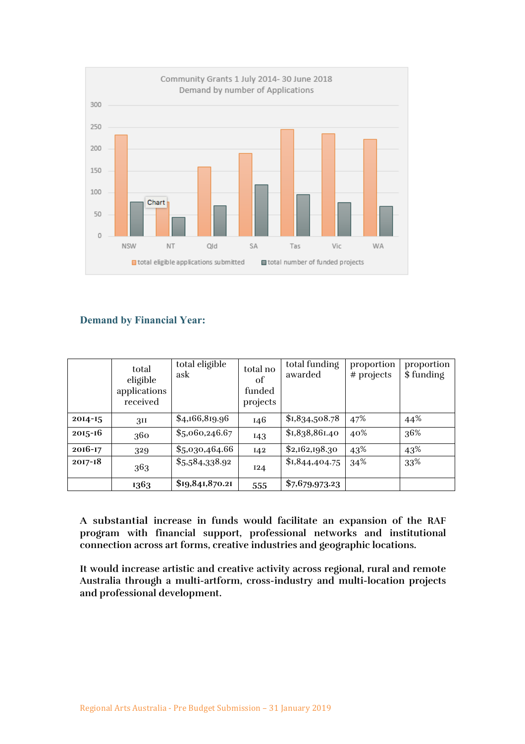Community Grants 1 July 2014- 30 June 2018
Demand by number of Applications

## Demand by Financial Year:

| | total eligible applications received | total eligible ask | total no of funded projects | total funding awarded | proportion # projects | proportion $ funding |
|---|---|---|---|---|---|---|
| 2014-15 | 311 | $4,166,819.96 | 146 | $1,834,508.78 | 47% | 44% |
| 2015-16 | 360 | $5,060,246.67 | 143 | $1,838,861.40 | 40% | 36% |
| 2016-17 | 329 | $5,030,464.66 | 142 | $2,162,198.30 | 43% | 43% |
| 2017-18 | 363 | $5,584,338.92 | 124 | $1,844,404.75 | 34% | 33% |
| | 1363 | $19,841,870.21 | 555 | $7,679,973.23 | | |

**A substantial increase in funds would facilitate an expansion of the RAF program with financial support, professional networks and institutional connection across art forms, creative industries and geographic locations.**

**It would increase artistic and creative activity across regional, rural and remote Australia through a multi-artform, cross-industry and multi-location projects and professional development.**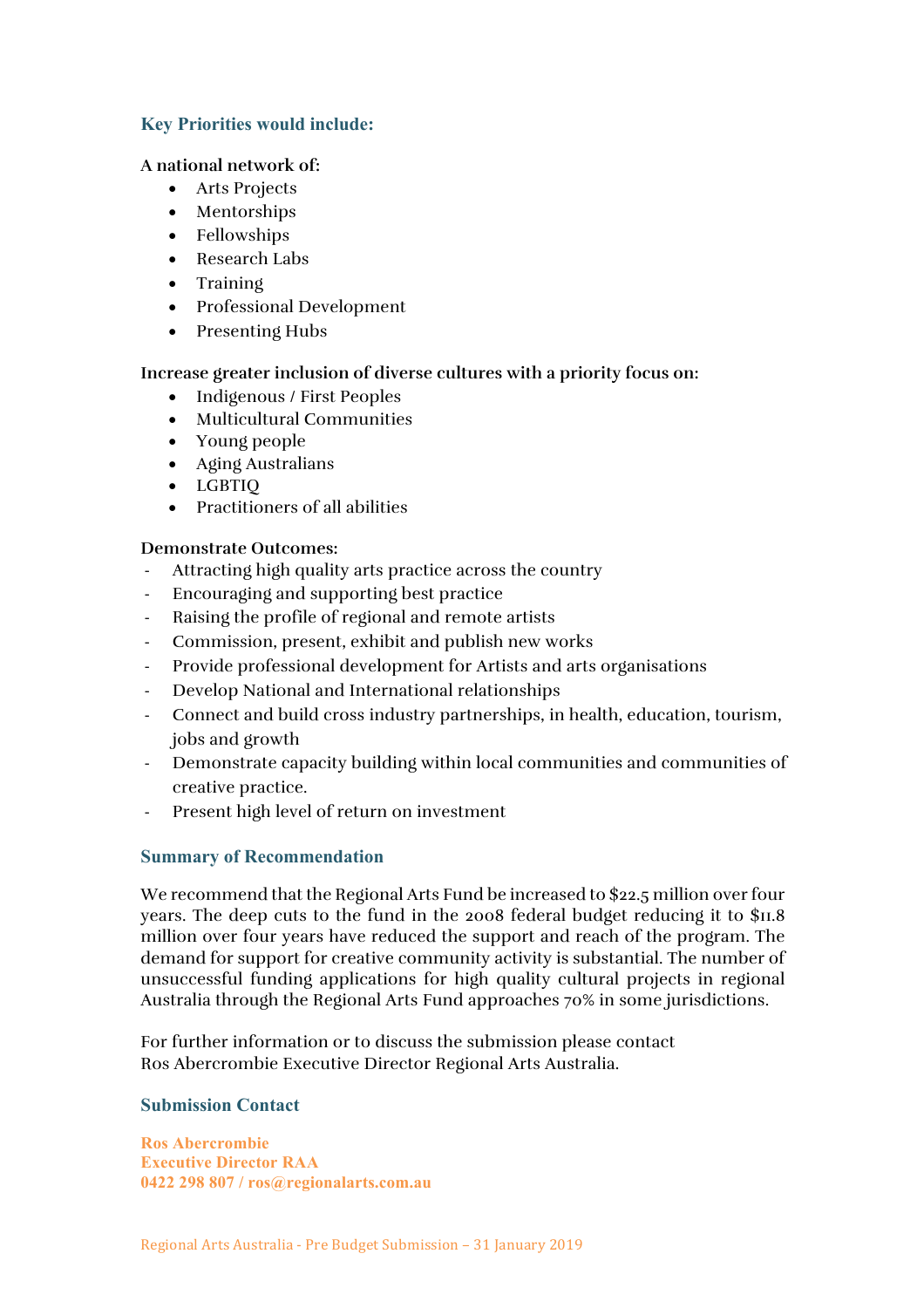## Key Priorities would include:

**A national network of:**

- Arts Projects
- Mentorships
- Fellowships
- Research Labs
- Training
- Professional Development
- Presenting Hubs

**Increase greater inclusion of diverse cultures with a priority focus on:**

- Indigenous / First Peoples
- Multicultural Communities
- Young people
- Aging Australians
- LGBTIQ
- Practitioners of all abilities

**Demonstrate Outcomes:**

- Attracting high quality arts practice across the country
- Encouraging and supporting best practice
- Raising the profile of regional and remote artists
- Commission, present, exhibit and publish new works
- Provide professional development for Artists and arts organisations
- Develop National and International relationships
- Connect and build cross industry partnerships, in health, education, tourism, jobs and growth
- Demonstrate capacity building within local communities and communities of creative practice.
- Present high level of return on investment

## Summary of Recommendation

We recommend that the Regional Arts Fund be increased to $22.5 million over four years. The deep cuts to the fund in the 2008 federal budget reducing it to $11.8 million over four years have reduced the support and reach of the program. The demand for support for creative community activity is substantial. The number of unsuccessful funding applications for high quality cultural projects in regional Australia through the Regional Arts Fund approaches 70% in some jurisdictions.

For further information or to discuss the submission please contact
Ros Abercrombie Executive Director Regional Arts Australia.

## Submission Contact

**Ros Abercrombie**
**Executive Director RAA**
**0422 298 807 / ros@regionalarts.com.au**